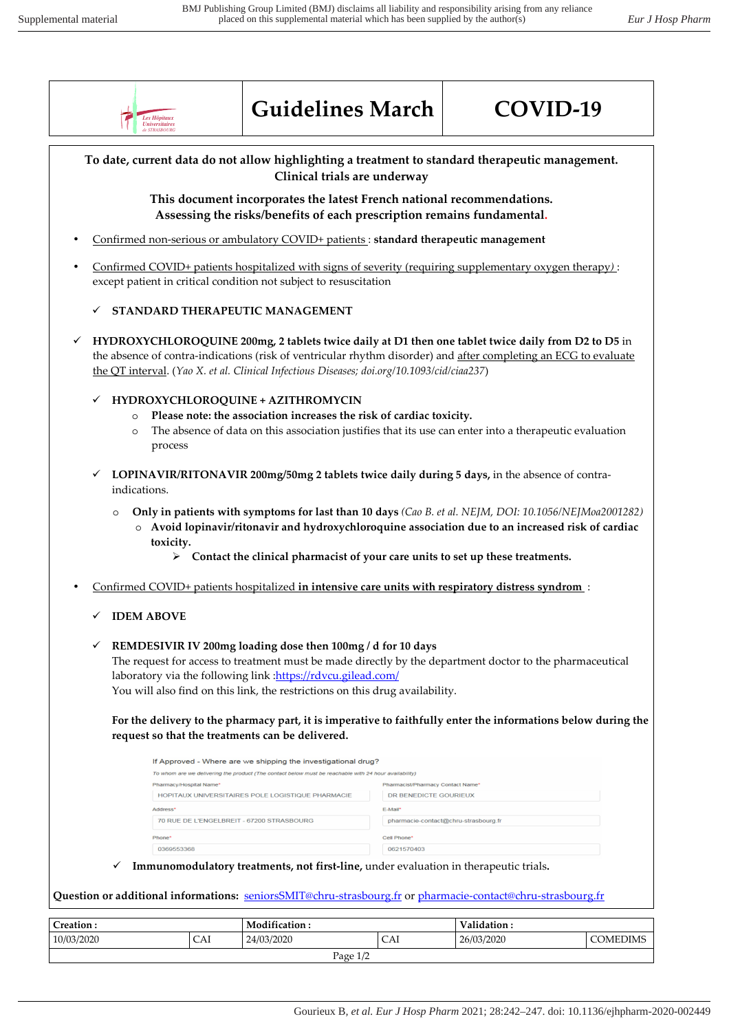| Les Hôpitaux Universitaires de STRASBOURG | Guidelines March | COVID-19 |
|---|---|---|

**To date, current data do not allow highlighting a treatment to standard therapeutic management. Clinical trials are underway**

**This document incorporates the latest French national recommendations. Assessing the risks/benefits of each prescription remains fundamental.**

- Confirmed non-serious or ambulatory COVID+ patients : **standard therapeutic management**

- Confirmed COVID+ patients hospitalized with signs of severity (requiring supplementary oxygen therapy) : except patient in critical condition not subject to resuscitation

  ✓ **STANDARD THERAPEUTIC MANAGEMENT**

✓ **HYDROXYCHLOROQUINE 200mg, 2 tablets twice daily at D1 then one tablet twice daily from D2 to D5** in the absence of contra-indications (risk of ventricular rhythm disorder) and after completing an ECG to evaluate the QT interval. (*Yao X. et al. Clinical Infectious Diseases; doi.org/10.1093/cid/ciaa237*)

  ✓ **HYDROXYCHLOROQUINE + AZITHROMYCIN**
  - **Please note: the association increases the risk of cardiac toxicity.**
  - The absence of data on this association justifies that its use can enter into a therapeutic evaluation process

  ✓ **LOPINAVIR/RITONAVIR 200mg/50mg 2 tablets twice daily during 5 days,** in the absence of contra-indications.

  - **Only in patients with symptoms for last than 10 days** (*Cao B. et al. NEJM, DOI: 10.1056/NEJMoa2001282*)
    - **Avoid lopinavir/ritonavir and hydroxychloroquine association due to an increased risk of cardiac toxicity.**
      - ➢ **Contact the clinical pharmacist of your care units to set up these treatments.**

- Confirmed COVID+ patients hospitalized **in intensive care units with respiratory distress syndrom** :

  ✓ **IDEM ABOVE**

  ✓ **REMDESIVIR IV 200mg loading dose then 100mg / d for 10 days**
  The request for access to treatment must be made directly by the department doctor to the pharmaceutical laboratory via the following link :https://rdvcu.gilead.com/
  You will also find on this link, the restrictions on this drug availability.

  **For the delivery to the pharmacy part, it is imperative to faithfully enter the informations below during the request so that the treatments can be delivered.**

  If Approved - Where are we shipping the investigational drug?
  *To whom are we delivering the product (The contact below must be reachable with 24 hour availability)*

  | Pharmacy/Hospital Name* | Pharmacist/Pharmacy Contact Name* |
  |---|---|
  | HOPITAUX UNIVERSITAIRES POLE LOGISTIQUE PHARMACIE | DR BENEDICTE GOURIEUX |
  | **Address*** | **E-Mail*** |
  | 70 RUE DE L'ENGELBREIT - 67200 STRASBOURG | pharmacie-contact@chru-strasbourg.fr |
  | **Phone*** | **Cell Phone*** |
  | 0369553368 | 0621570403 |

  ✓ **Immunomodulatory treatments, not first-line,** under evaluation in therapeutic trials**.**

**Question or additional informations:** seniorsSMIT@chru-strasbourg.fr or pharmacie-contact@chru-strasbourg.fr

| Creation : | | Modification : | | Validation : | |
|---|---|---|---|---|---|
| 10/03/2020 | CAI | 24/03/2020 | CAI | 26/03/2020 | COMEDIMS |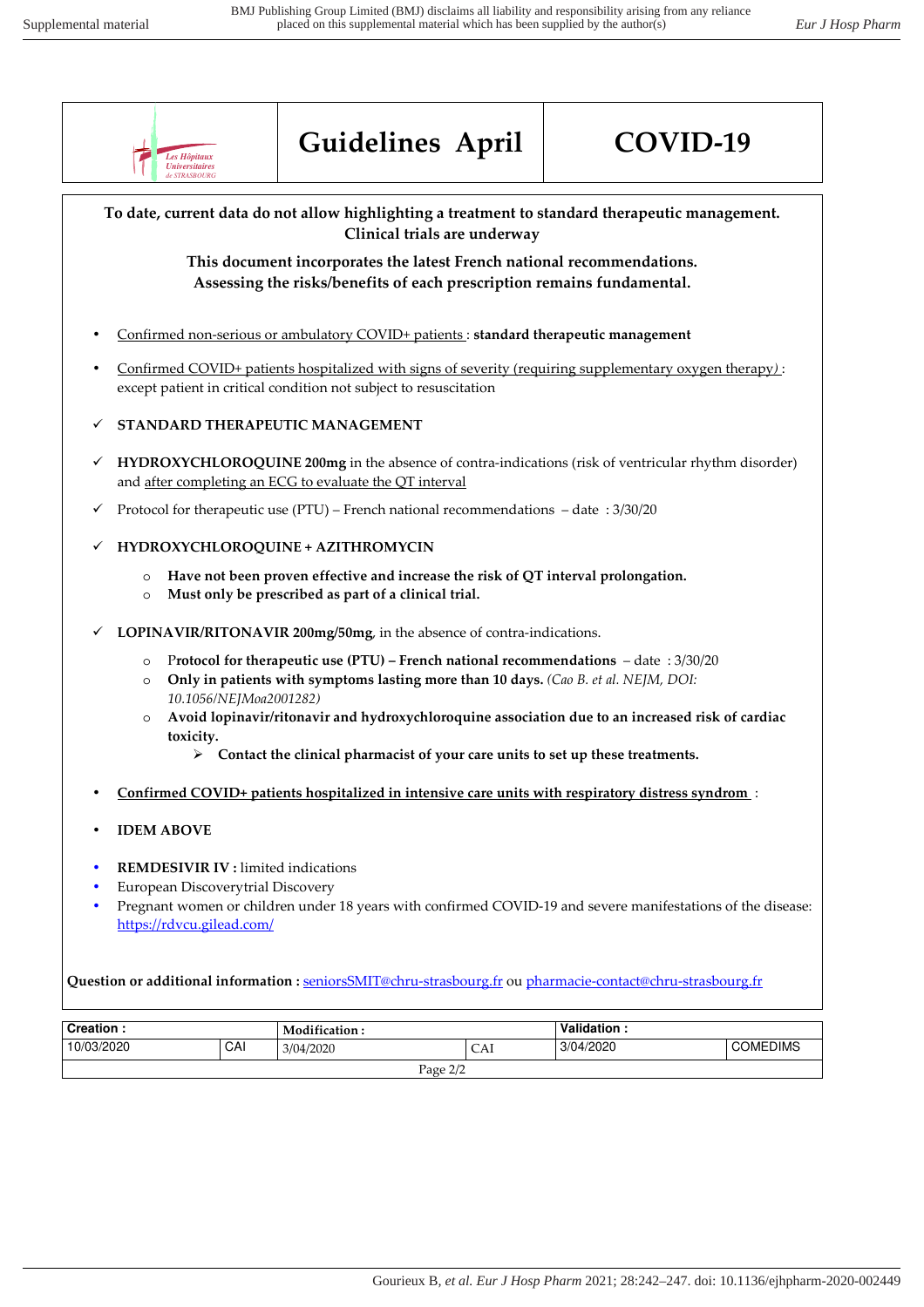| Les Hôpitaux Universitaires de STRASBOURG | **Guidelines April** | **COVID-19** |
|---|---|---|

**To date, current data do not allow highlighting a treatment to standard therapeutic management. Clinical trials are underway**

**This document incorporates the latest French national recommendations. Assessing the risks/benefits of each prescription remains fundamental.**

- Confirmed non-serious or ambulatory COVID+ patients : **standard therapeutic management**
- Confirmed COVID+ patients hospitalized with signs of severity (requiring supplementary oxygen therapy) : except patient in critical condition not subject to resuscitation

- ✓ **STANDARD THERAPEUTIC MANAGEMENT**
- ✓ **HYDROXYCHLOROQUINE 200mg** in the absence of contra-indications (risk of ventricular rhythm disorder) and after completing an ECG to evaluate the QT interval
- ✓ Protocol for therapeutic use (PTU) – French national recommendations – date : 3/30/20
- ✓ **HYDROXYCHLOROQUINE + AZITHROMYCIN**
  - **Have not been proven effective and increase the risk of QT interval prolongation.**
  - **Must only be prescribed as part of a clinical trial.**
- ✓ **LOPINAVIR/RITONAVIR 200mg/50mg**, in the absence of contra-indications.
  - P**rotocol for therapeutic use (PTU) – French national recommendations** – date : 3/30/20
  - **Only in patients with symptoms lasting more than 10 days.** *(Cao B. et al. NEJM, DOI: 10.1056/NEJMoa2001282)*
  - **Avoid lopinavir/ritonavir and hydroxychloroquine association due to an increased risk of cardiac toxicity.**
    - ➢ **Contact the clinical pharmacist of your care units to set up these treatments.**

- **Confirmed COVID+ patients hospitalized in intensive care units with respiratory distress syndrom** :
- **IDEM ABOVE**
- **REMDESIVIR IV :** limited indications
- European Discoverytrial Discovery
- Pregnant women or children under 18 years with confirmed COVID-19 and severe manifestations of the disease: https://rdvcu.gilead.com/

**Question or additional information :** seniorsSMIT@chru-strasbourg.fr ou pharmacie-contact@chru-strasbourg.fr

| **Creation :** | | **Modification :** | | **Validation :** | |
|---|---|---|---|---|---|
| 10/03/2020 | CAI | 3/04/2020 | CAI | 3/04/2020 | COMEDIMS |